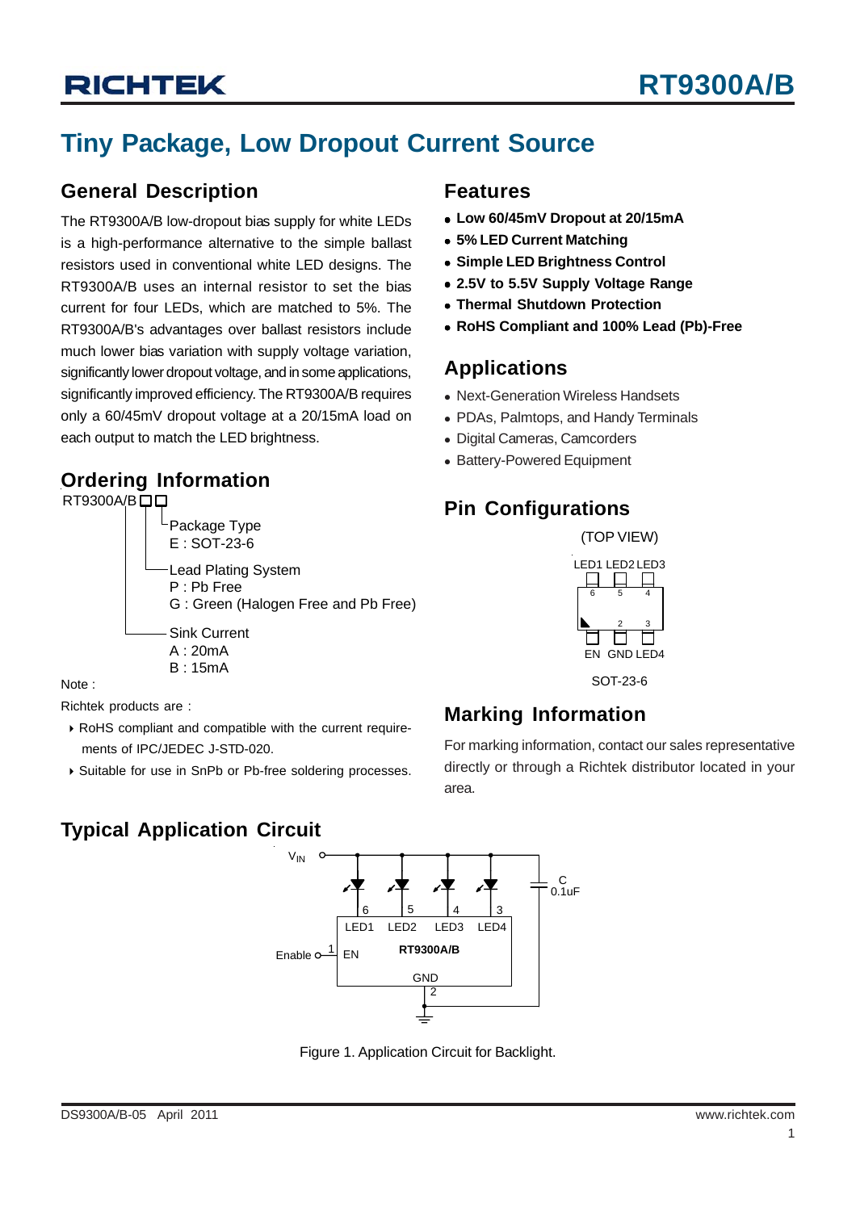# RT9300A/B

## Tiny Package, Low Dropout Current Source

### General Description

The RT9300A/B low-dropout bias supply for white LEDs is a high-performance alternative to the simple ballast resistors used in conventional white LED designs. The RT9300A/B uses an internal resistor to set the bias current for four LEDs, which are matched to 5%. The RT9300A/B's advantages over ballast resistors include much lower bias variation with supply voltage variation, significantly lower dropout voltage, and in some applications, significantly improved efficiency. The RT9300A/B requires only a 60/45mV dropout voltage at a 20/15mA load on each output to match the LED brightness.

### Ordering Information

RT9300A/B □□

- Package Type
  - E : SOT-23-6
- Lead Plating System
  - P : Pb Free
  - G : Green (Halogen Free and Pb Free)
- Sink Current
  - A : 20mA
  - B : 15mA

Note :

Richtek products are :

- RoHS compliant and compatible with the current requirements of IPC/JEDEC J-STD-020.
- Suitable for use in SnPb or Pb-free soldering processes.

### Features

- **Low 60/45mV Dropout at 20/15mA**
- **5% LED Current Matching**
- **Simple LED Brightness Control**
- **2.5V to 5.5V Supply Voltage Range**
- **Thermal Shutdown Protection**
- **RoHS Compliant and 100% Lead (Pb)-Free**

### Applications

- Next-Generation Wireless Handsets
- PDAs, Palmtops, and Handy Terminals
- Digital Cameras, Camcorders
- Battery-Powered Equipment

### Pin Configurations

(TOP VIEW)

LED1 (6), LED2 (5), LED3 (4)

EN (1), GND (2), LED4 (3)

SOT-23-6

### Marking Information

For marking information, contact our sales representative directly or through a Richtek distributor located in your area.

### Typical Application Circuit

$V_{IN}$, C 0.1uF, LED1 (6), LED2 (5), LED3 (4), LED4 (3), RT9300A/B, Enable — EN (1), GND (2)

Figure 1. Application Circuit for Backlight.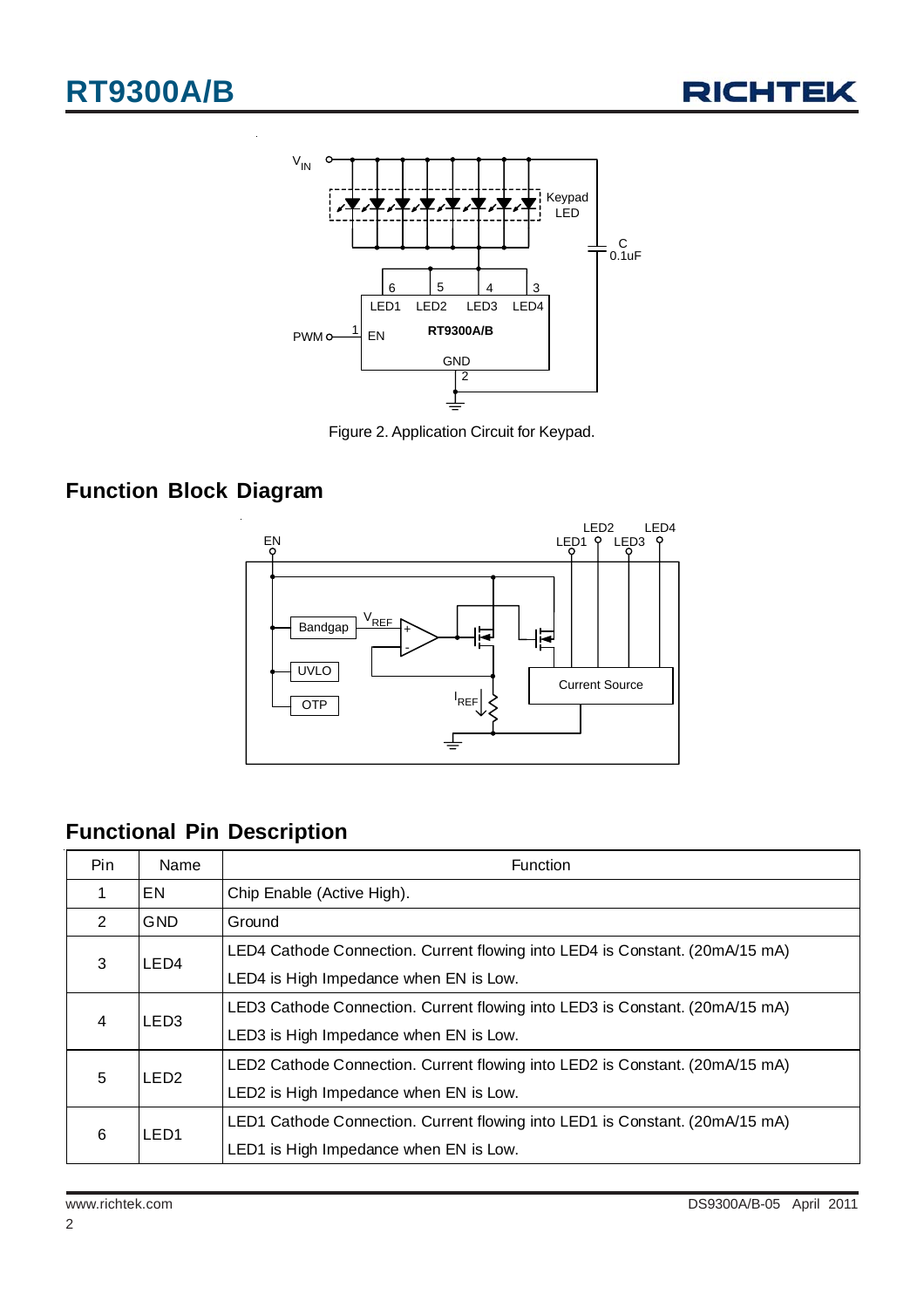Figure 2. Application Circuit for Keypad.

## Function Block Diagram

## Functional Pin Description

| Pin | Name | Function |
|---|---|---|
| 1 | EN | Chip Enable (Active High). |
| 2 | GND | Ground |
| 3 | LED4 | LED4 Cathode Connection. Current flowing into LED4 is Constant. (20mA/15 mA) LED4 is High Impedance when EN is Low. |
| 4 | LED3 | LED3 Cathode Connection. Current flowing into LED3 is Constant. (20mA/15 mA) LED3 is High Impedance when EN is Low. |
| 5 | LED2 | LED2 Cathode Connection. Current flowing into LED2 is Constant. (20mA/15 mA) LED2 is High Impedance when EN is Low. |
| 6 | LED1 | LED1 Cathode Connection. Current flowing into LED1 is Constant. (20mA/15 mA) LED1 is High Impedance when EN is Low. |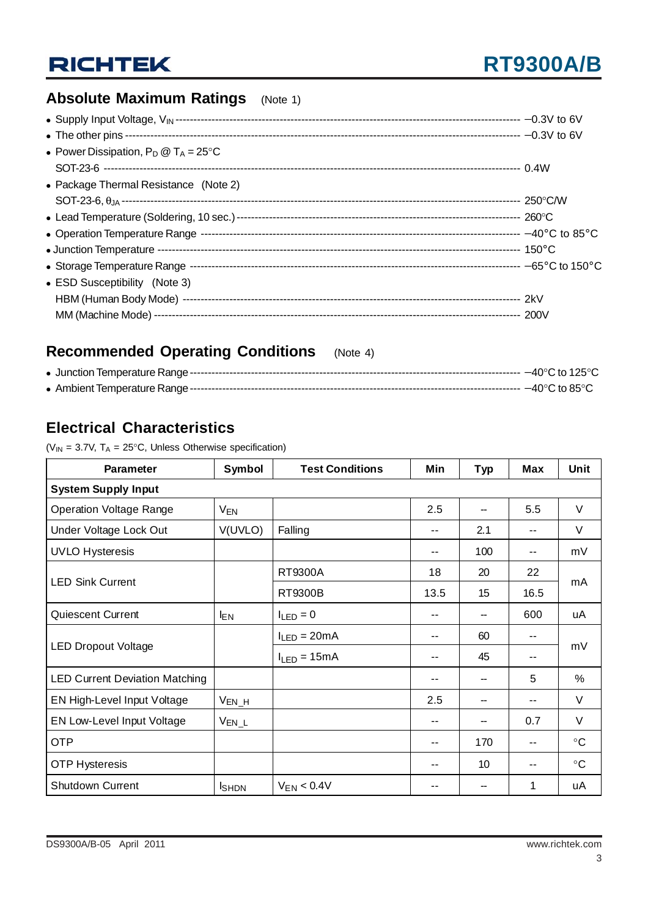## Absolute Maximum Ratings (Note 1)

- Supply Input Voltage, $V_{IN}$ ---------- −0.3V to 6V
- The other pins ---------- −0.3V to 6V
- Power Dissipation, $P_D$ @ $T_A$ = 25°C
  SOT-23-6 ---------- 0.4W
- Package Thermal Resistance (Note 2)
  SOT-23-6, $\theta_{JA}$ ---------- 250°C/W
- Lead Temperature (Soldering, 10 sec.) ---------- 260°C
- Operation Temperature Range ---------- −40°C to 85°C
- Junction Temperature ---------- 150°C
- Storage Temperature Range ---------- −65°C to 150°C
- ESD Susceptibility (Note 3)
  HBM (Human Body Mode) ---------- 2kV
  MM (Machine Mode) ---------- 200V

## Recommended Operating Conditions (Note 4)

- Junction Temperature Range ---------- −40°C to 125°C
- Ambient Temperature Range ---------- −40°C to 85°C

## Electrical Characteristics

($V_{IN}$ = 3.7V, $T_A$ = 25°C, Unless Otherwise specification)

| Parameter | Symbol | Test Conditions | Min | Typ | Max | Unit |
|---|---|---|---|---|---|---|
| **System Supply Input** | | | | | | |
| Operation Voltage Range | $V_{EN}$ | | 2.5 | -- | 5.5 | V |
| Under Voltage Lock Out | V(UVLO) | Falling | -- | 2.1 | -- | V |
| UVLO Hysteresis | | | -- | 100 | -- | mV |
| LED Sink Current | | RT9300A | 18 | 20 | 22 | mA |
| | | RT9300B | 13.5 | 15 | 16.5 | |
| Quiescent Current | $I_{EN}$ | $I_{LED}$ = 0 | -- | -- | 600 | uA |
| LED Dropout Voltage | | $I_{LED}$ = 20mA | -- | 60 | -- | mV |
| | | $I_{LED}$ = 15mA | -- | 45 | -- | |
| LED Current Deviation Matching | | | -- | -- | 5 | % |
| EN High-Level Input Voltage | $V_{EN\_H}$ | | 2.5 | -- | -- | V |
| EN Low-Level Input Voltage | $V_{EN\_L}$ | | -- | -- | 0.7 | V |
| OTP | | | -- | 170 | -- | °C |
| OTP Hysteresis | | | -- | 10 | -- | °C |
| Shutdown Current | $I_{SHDN}$ | $V_{EN}$ < 0.4V | -- | -- | 1 | uA |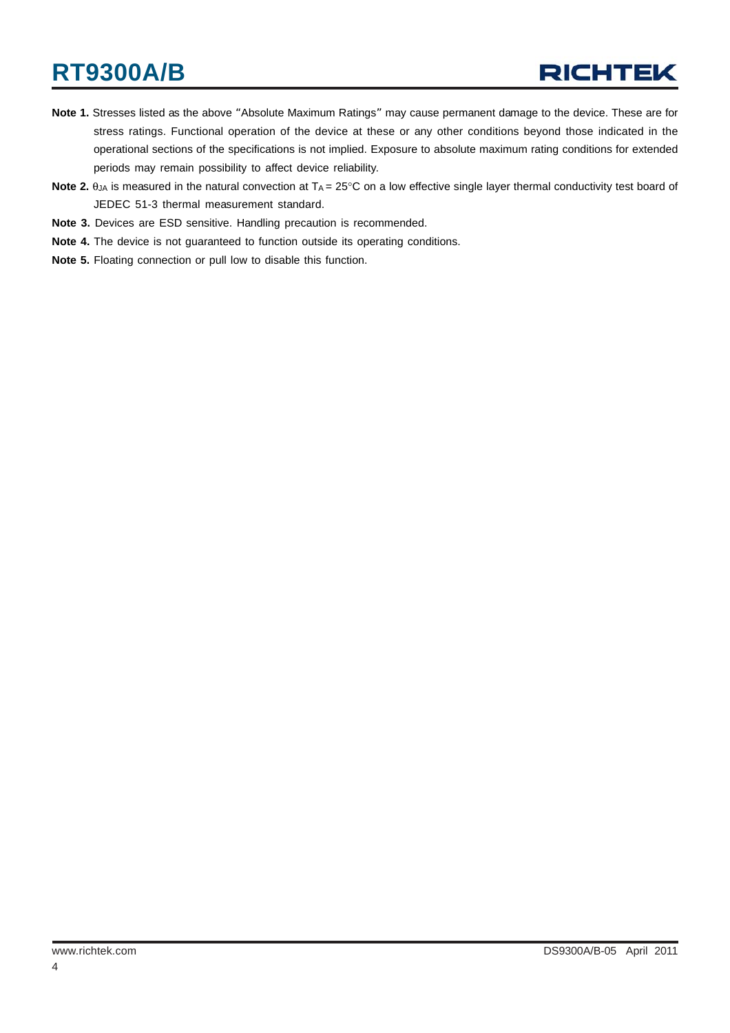**Note 1.** Stresses listed as the above "Absolute Maximum Ratings" may cause permanent damage to the device. These are for stress ratings. Functional operation of the device at these or any other conditions beyond those indicated in the operational sections of the specifications is not implied. Exposure to absolute maximum rating conditions for extended periods may remain possibility to affect device reliability.

**Note 2.** $\theta_{JA}$ is measured in the natural convection at $T_A = 25°C$ on a low effective single layer thermal conductivity test board of JEDEC 51-3 thermal measurement standard.

**Note 3.** Devices are ESD sensitive. Handling precaution is recommended.

**Note 4.** The device is not guaranteed to function outside its operating conditions.

**Note 5.** Floating connection or pull low to disable this function.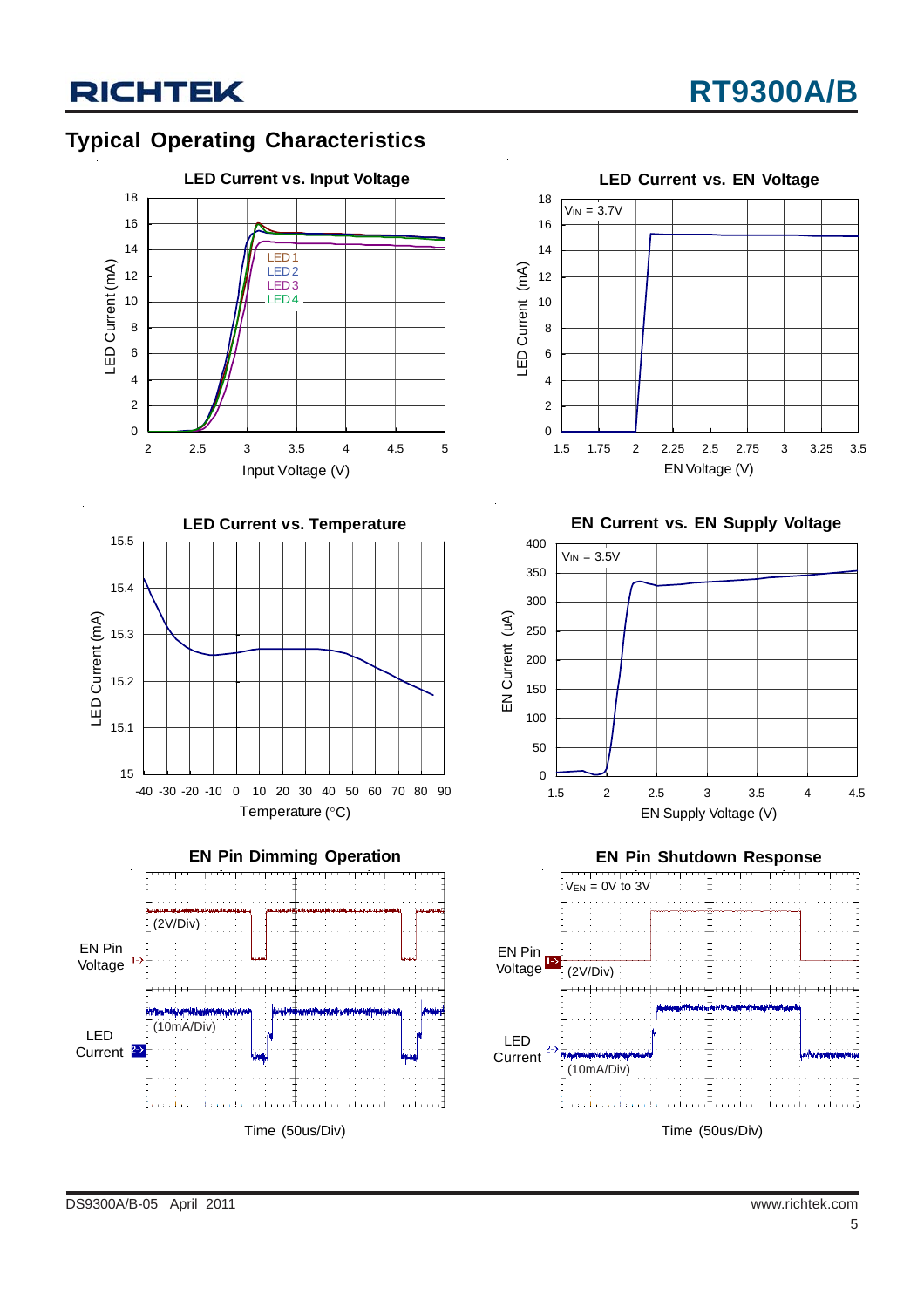## Typical Operating Characteristics

**LED Current vs. Input Voltage**

LED Current (mA) vs. Input Voltage (V); curves: LED1, LED2, LED3, LED4

**LED Current vs. EN Voltage**

$V_{IN}$ = 3.7V

LED Current (mA) vs. EN Voltage (V)

**LED Current vs. Temperature**

LED Current (mA) vs. Temperature (°C)

**EN Current vs. EN Supply Voltage**

$V_{IN}$ = 3.5V

EN Current (uA) vs. EN Supply Voltage (V)

**EN Pin Dimming Operation**

EN Pin Voltage (2V/Div)

LED Current (10mA/Div)

Time (50us/Div)

**EN Pin Shutdown Response**

$V_{EN}$ = 0V to 3V

EN Pin Voltage (2V/Div)

LED Current (10mA/Div)

Time (50us/Div)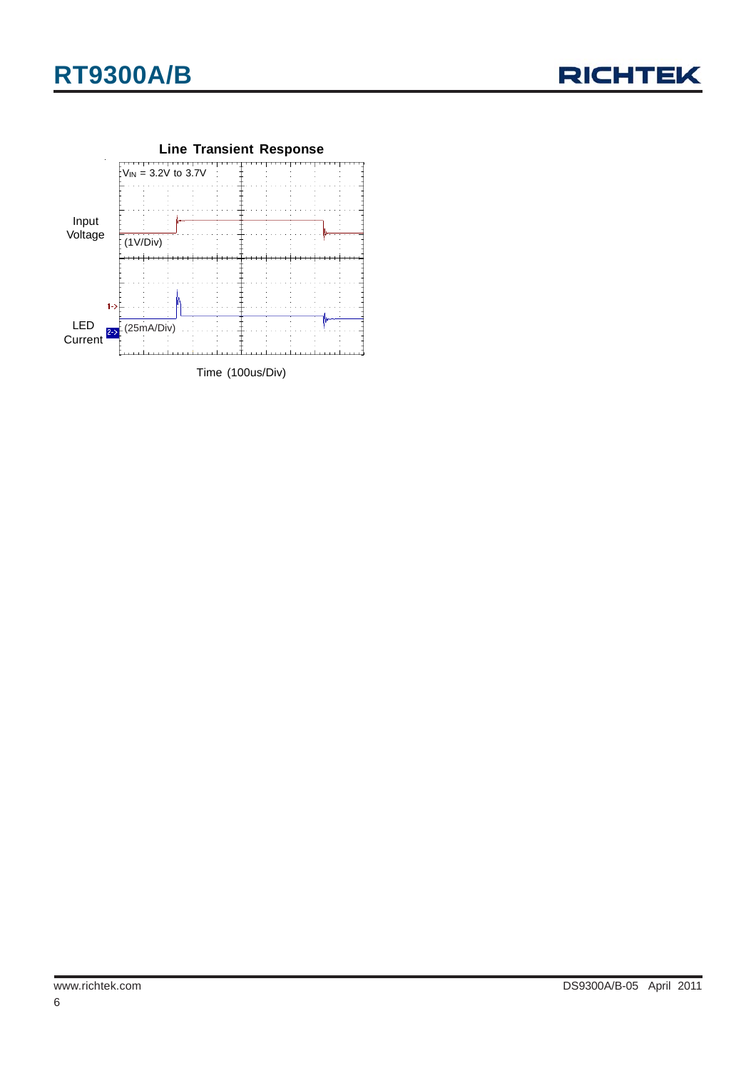**Line Transient Response**

$V_{IN}$ = 3.2V to 3.7V

Input Voltage (1V/Div)

LED Current (25mA/Div)

Time (100us/Div)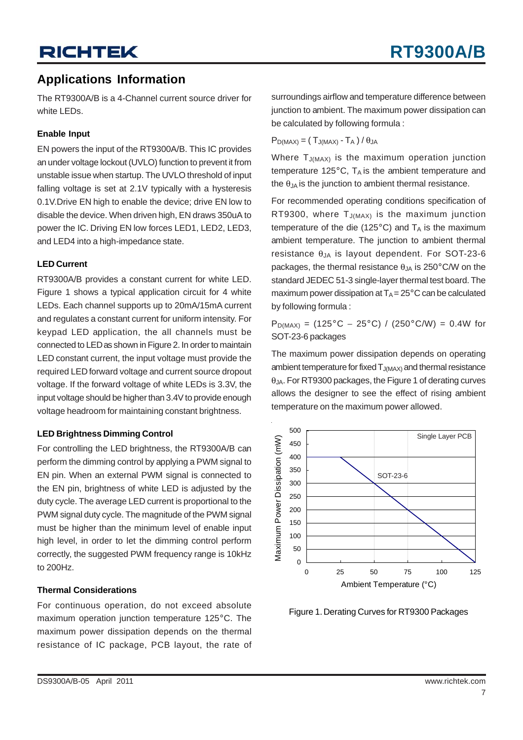## Applications Information

The RT9300A/B is a 4-Channel current source driver for white LEDs.

**Enable Input**

EN powers the input of the RT9300A/B. This IC provides an under voltage lockout (UVLO) function to prevent it from unstable issue when startup. The UVLO threshold of input falling voltage is set at 2.1V typically with a hysteresis 0.1V.Drive EN high to enable the device; drive EN low to disable the device. When driven high, EN draws 350uA to power the IC. Driving EN low forces LED1, LED2, LED3, and LED4 into a high-impedance state.

**LED Current**

RT9300A/B provides a constant current for white LED. Figure 1 shows a typical application circuit for 4 white LEDs. Each channel supports up to 20mA/15mA current and regulates a constant current for uniform intensity. For keypad LED application, the all channels must be connected to LED as shown in Figure 2. In order to maintain LED constant current, the input voltage must provide the required LED forward voltage and current source dropout voltage. If the forward voltage of white LEDs is 3.3V, the input voltage should be higher than 3.4V to provide enough voltage headroom for maintaining constant brightness.

**LED Brightness Dimming Control**

For controlling the LED brightness, the RT9300A/B can perform the dimming control by applying a PWM signal to EN pin. When an external PWM signal is connected to the EN pin, brightness of white LED is adjusted by the duty cycle. The average LED current is proportional to the PWM signal duty cycle. The magnitude of the PWM signal must be higher than the minimum level of enable input high level, in order to let the dimming control perform correctly, the suggested PWM frequency range is 10kHz to 200Hz.

**Thermal Considerations**

For continuous operation, do not exceed absolute maximum operation junction temperature 125°C. The maximum power dissipation depends on the thermal resistance of IC package, PCB layout, the rate of surroundings airflow and temperature difference between junction to ambient. The maximum power dissipation can be calculated by following formula :

$$P_{D(MAX)} = ( T_{J(MAX)} - T_A ) / \theta_{JA}$$

Where $T_{J(MAX)}$ is the maximum operation junction temperature 125°C, $T_A$ is the ambient temperature and the $\theta_{JA}$ is the junction to ambient thermal resistance.

For recommended operating conditions specification of RT9300, where $T_{J(MAX)}$ is the maximum junction temperature of the die (125°C) and $T_A$ is the maximum ambient temperature. The junction to ambient thermal resistance $\theta_{JA}$ is layout dependent. For SOT-23-6 packages, the thermal resistance $\theta_{JA}$ is 250°C/W on the standard JEDEC 51-3 single-layer thermal test board. The maximum power dissipation at $T_A$ = 25°C can be calculated by following formula :

$P_{D(MAX)}$ = (125°C − 25°C) / (250°C/W) = 0.4W for SOT-23-6 packages

The maximum power dissipation depends on operating ambient temperature for fixed $T_{J(MAX)}$ and thermal resistance $\theta_{JA}$. For RT9300 packages, the Figure 1 of derating curves allows the designer to see the effect of rising ambient temperature on the maximum power allowed.

Figure 1. Derating Curves for RT9300 Packages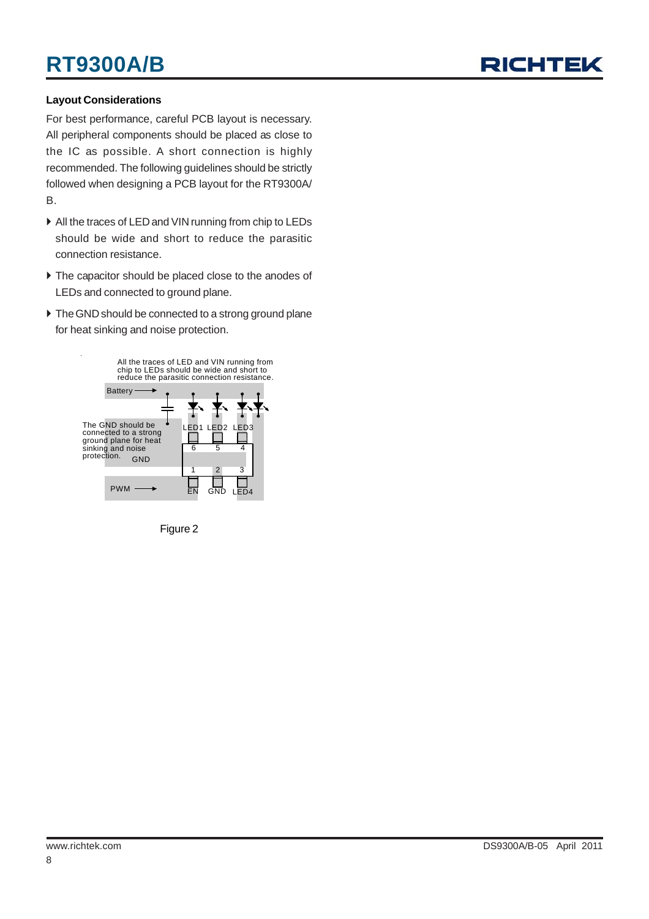### Layout Considerations

For best performance, careful PCB layout is necessary. All peripheral components should be placed as close to the IC as possible. A short connection is highly recommended. The following guidelines should be strictly followed when designing a PCB layout for the RT9300A/B.

- All the traces of LED and VIN running from chip to LEDs should be wide and short to reduce the parasitic connection resistance.
- The capacitor should be placed close to the anodes of LEDs and connected to ground plane.
- The GND should be connected to a strong ground plane for heat sinking and noise protection.

All the traces of LED and VIN running from chip to LEDs should be wide and short to reduce the parasitic connection resistance.

Battery

The GND should be connected to a strong ground plane for heat sinking and noise protection.

GND

LED1 LED2 LED3

6 5 4

1 2 3

PWM

EN GND LED4

Figure 2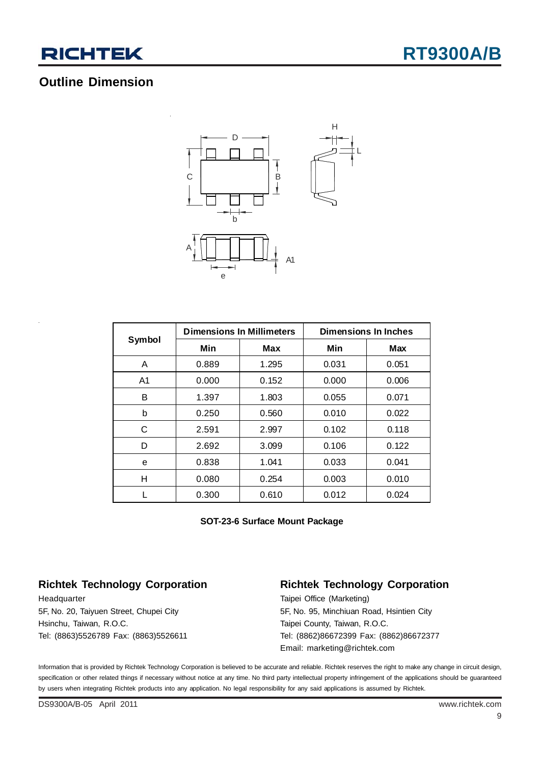## Outline Dimension

D

H

L

C

B

b

A

A1

e

| Symbol | Dimensions In Millimeters | | Dimensions In Inches | |
|---|---|---|---|---|
| | Min | Max | Min | Max |
| A | 0.889 | 1.295 | 0.031 | 0.051 |
| A1 | 0.000 | 0.152 | 0.000 | 0.006 |
| B | 1.397 | 1.803 | 0.055 | 0.071 |
| b | 0.250 | 0.560 | 0.010 | 0.022 |
| C | 2.591 | 2.997 | 0.102 | 0.118 |
| D | 2.692 | 3.099 | 0.106 | 0.122 |
| e | 0.838 | 1.041 | 0.033 | 0.041 |
| H | 0.080 | 0.254 | 0.003 | 0.010 |
| L | 0.300 | 0.610 | 0.012 | 0.024 |

**SOT-23-6 Surface Mount Package**

### Richtek Technology Corporation

Headquarter
5F, No. 20, Taiyuen Street, Chupei City
Hsinchu, Taiwan, R.O.C.
Tel: (8863)5526789 Fax: (8863)5526611

### Richtek Technology Corporation

Taipei Office (Marketing)
5F, No. 95, Minchiuan Road, Hsintien City
Taipei County, Taiwan, R.O.C.
Tel: (8862)86672399 Fax: (8862)86672377
Email: marketing@richtek.com

Information that is provided by Richtek Technology Corporation is believed to be accurate and reliable. Richtek reserves the right to make any change in circuit design, specification or other related things if necessary without notice at any time. No third party intellectual property infringement of the applications should be guaranteed by users when integrating Richtek products into any application. No legal responsibility for any said applications is assumed by Richtek.

DS9300A/B-05 April 2011